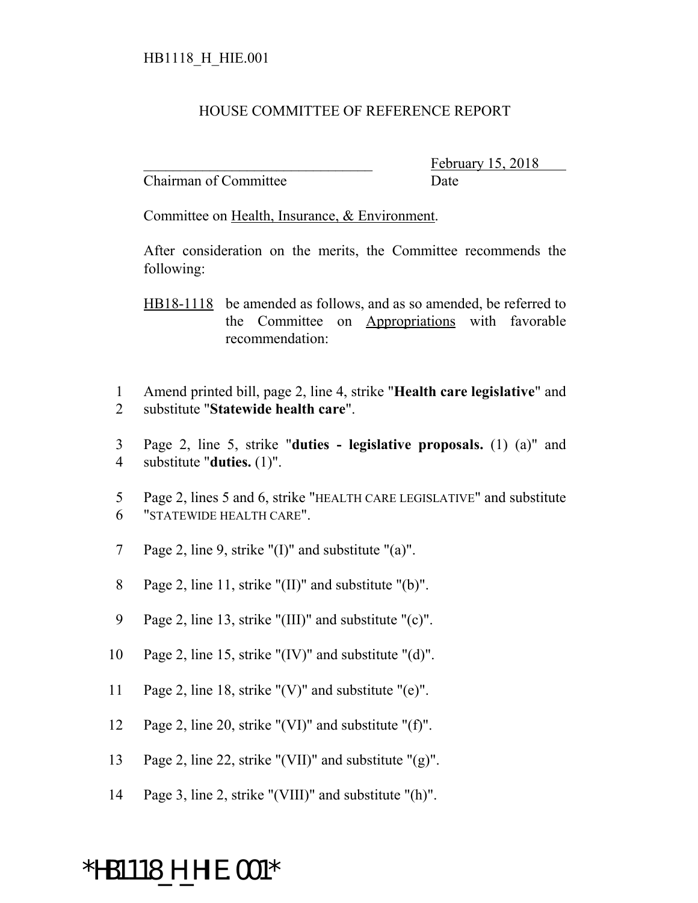HB1118_H_HIE.001

# HOUSE COMMITTEE OF REFERENCE REPORT

________________________________ February 15, 2018
Chairman of Committee Date

Committee on Health, Insurance, & Environment.

After consideration on the merits, the Committee recommends the following:

HB18-1118 be amended as follows, and as so amended, be referred to the Committee on Appropriations with favorable recommendation:

1 Amend printed bill, page 2, line 4, strike "**Health care legislative**" and
2 substitute "**Statewide health care**".

3 Page 2, line 5, strike "**duties - legislative proposals.** (1) (a)" and
4 substitute "**duties.** (1)".

5 Page 2, lines 5 and 6, strike "HEALTH CARE LEGISLATIVE" and substitute
6 "STATEWIDE HEALTH CARE".

7 Page 2, line 9, strike "(I)" and substitute "(a)".

8 Page 2, line 11, strike "(II)" and substitute "(b)".

9 Page 2, line 13, strike "(III)" and substitute "(c)".

10 Page 2, line 15, strike "(IV)" and substitute "(d)".

11 Page 2, line 18, strike "(V)" and substitute "(e)".

12 Page 2, line 20, strike "(VI)" and substitute "(f)".

13 Page 2, line 22, strike "(VII)" and substitute "(g)".

14 Page 3, line 2, strike "(VIII)" and substitute "(h)".

*HB1118_H_HIE.001*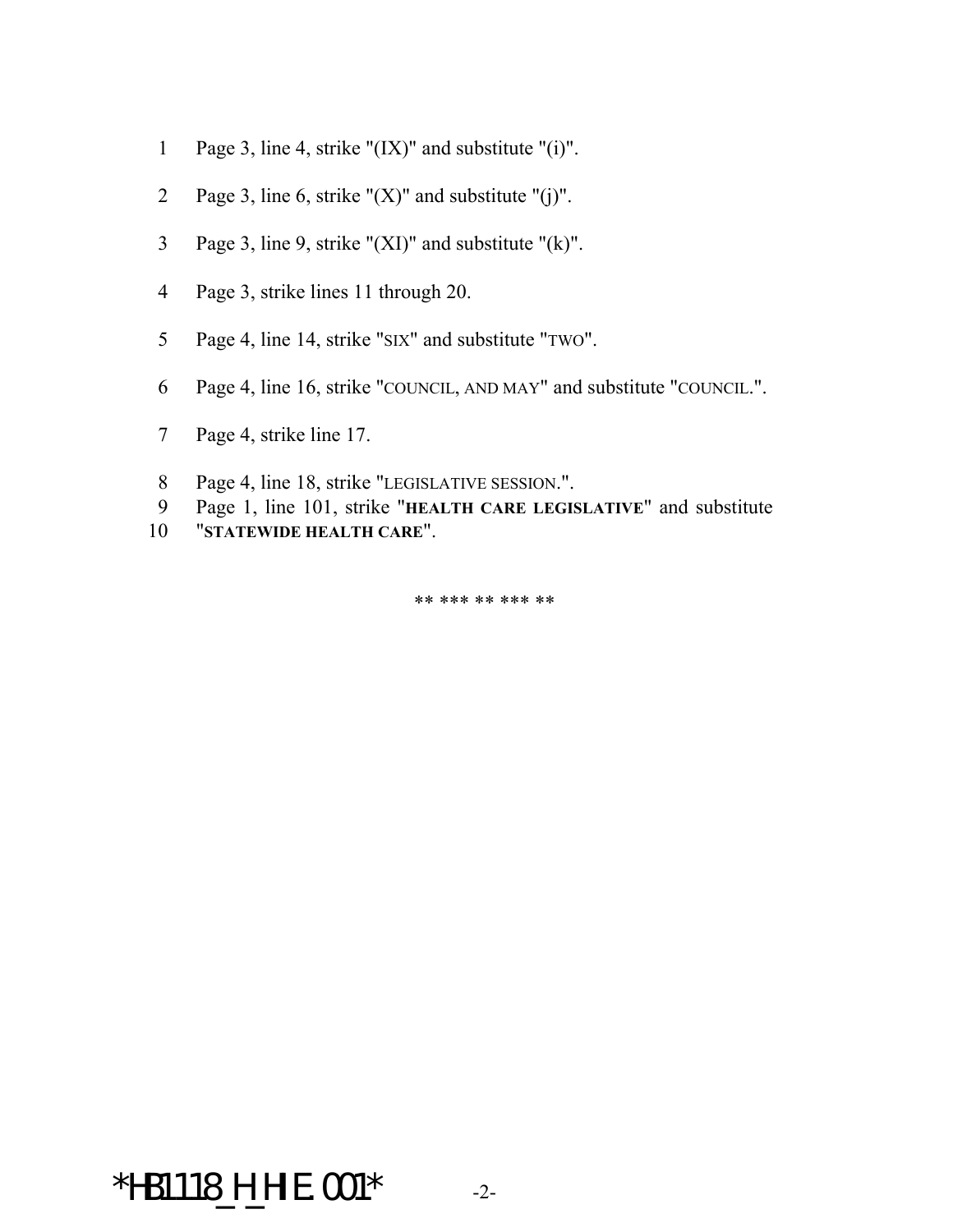Page 3, line 4, strike "(IX)" and substitute "(i)".

Page 3, line 6, strike "(X)" and substitute "(j)".

Page 3, line 9, strike "(XI)" and substitute "(k)".

Page 3, strike lines 11 through 20.

Page 4, line 14, strike "SIX" and substitute "TWO".

Page 4, line 16, strike "COUNCIL, AND MAY" and substitute "COUNCIL.".

Page 4, strike line 17.

Page 4, line 18, strike "LEGISLATIVE SESSION.".

Page 1, line 101, strike "**HEALTH CARE LEGISLATIVE**" and substitute "**STATEWIDE HEALTH CARE**".

** *** ** *** **

*HB1118_H_HIE.001*